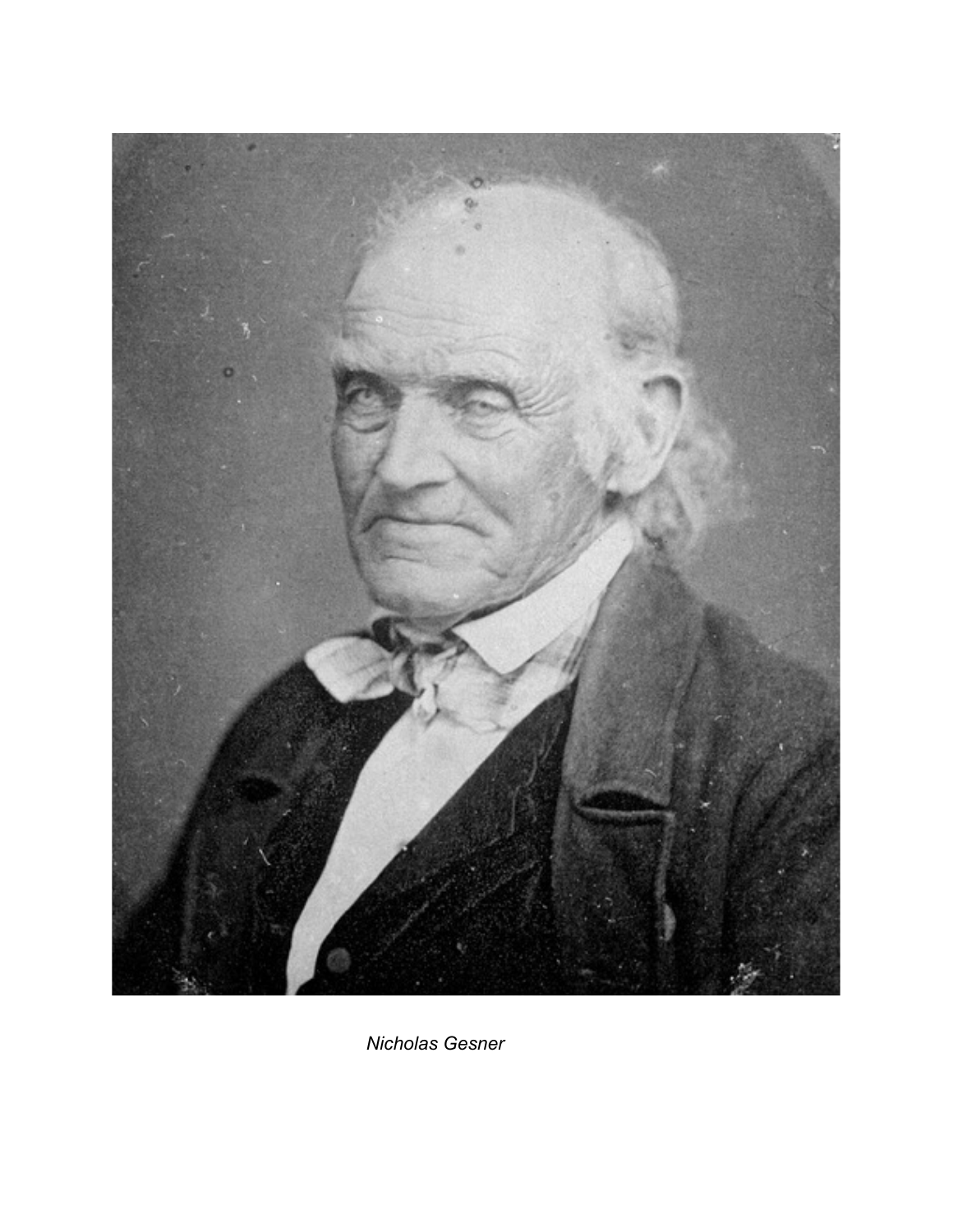*Nicholas Gesner*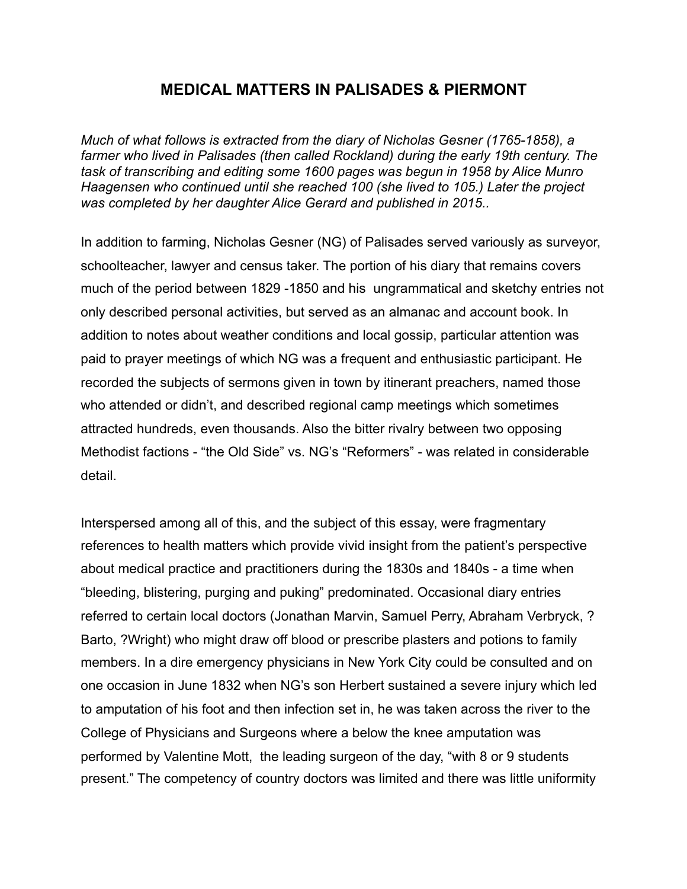# MEDICAL MATTERS IN PALISADES & PIERMONT

*Much of what follows is extracted from the diary of Nicholas Gesner (1765-1858), a farmer who lived in Palisades (then called Rockland) during the early 19th century. The task of transcribing and editing some 1600 pages was begun in 1958 by Alice Munro Haagensen who continued until she reached 100 (she lived to 105.) Later the project was completed by her daughter Alice Gerard and published in 2015..*

In addition to farming, Nicholas Gesner (NG) of Palisades served variously as surveyor, schoolteacher, lawyer and census taker. The portion of his diary that remains covers much of the period between 1829 -1850 and his ungrammatical and sketchy entries not only described personal activities, but served as an almanac and account book. In addition to notes about weather conditions and local gossip, particular attention was paid to prayer meetings of which NG was a frequent and enthusiastic participant. He recorded the subjects of sermons given in town by itinerant preachers, named those who attended or didn't, and described regional camp meetings which sometimes attracted hundreds, even thousands. Also the bitter rivalry between two opposing Methodist factions - "the Old Side" vs. NG's "Reformers" - was related in considerable detail.

Interspersed among all of this, and the subject of this essay, were fragmentary references to health matters which provide vivid insight from the patient's perspective about medical practice and practitioners during the 1830s and 1840s - a time when "bleeding, blistering, purging and puking" predominated. Occasional diary entries referred to certain local doctors (Jonathan Marvin, Samuel Perry, Abraham Verbryck, ?Barto, ?Wright) who might draw off blood or prescribe plasters and potions to family members. In a dire emergency physicians in New York City could be consulted and on one occasion in June 1832 when NG's son Herbert sustained a severe injury which led to amputation of his foot and then infection set in, he was taken across the river to the College of Physicians and Surgeons where a below the knee amputation was performed by Valentine Mott, the leading surgeon of the day, "with 8 or 9 students present." The competency of country doctors was limited and there was little uniformity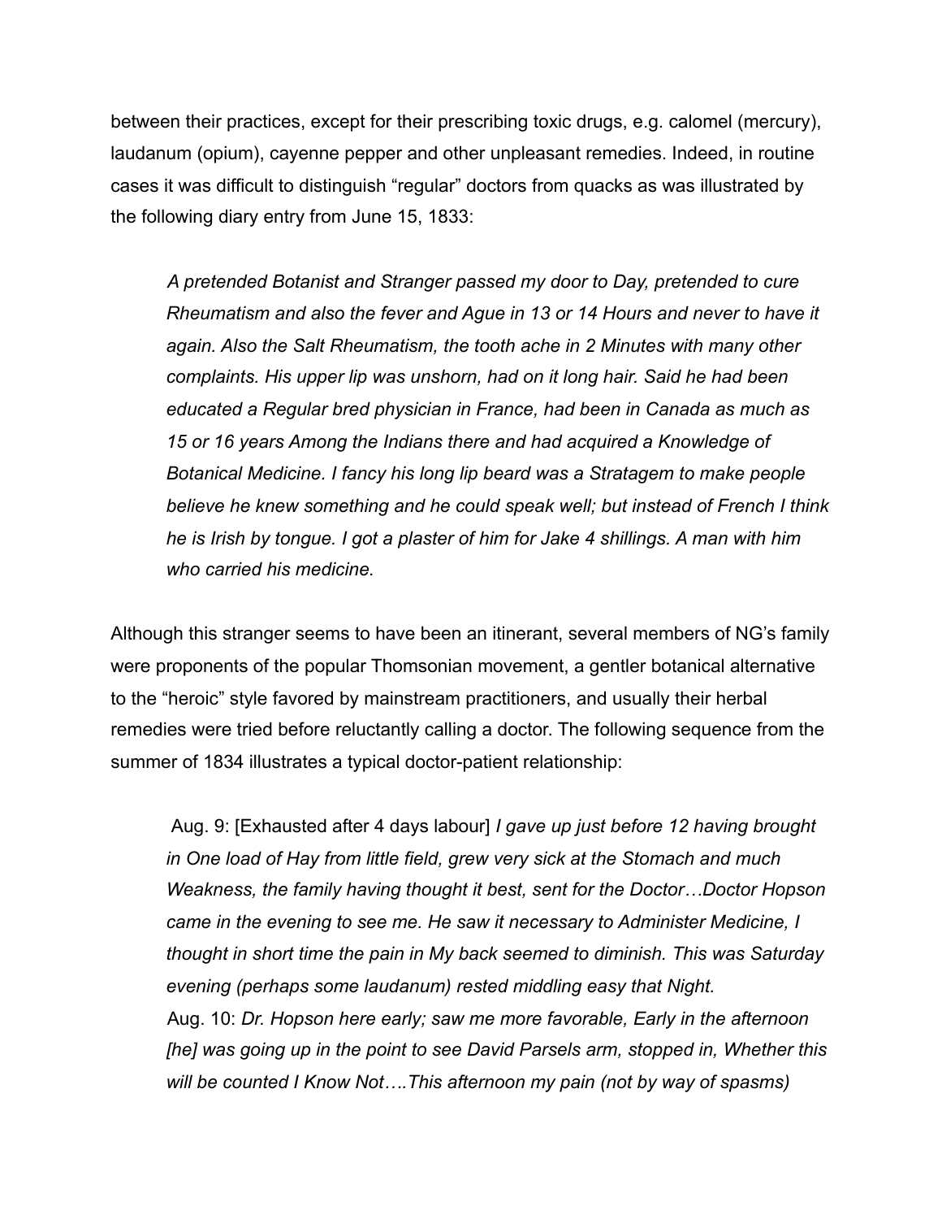between their practices, except for their prescribing toxic drugs, e.g. calomel (mercury), laudanum (opium), cayenne pepper and other unpleasant remedies. Indeed, in routine cases it was difficult to distinguish "regular" doctors from quacks as was illustrated by the following diary entry from June 15, 1833:

> *A pretended Botanist and Stranger passed my door to Day, pretended to cure Rheumatism and also the fever and Ague in 13 or 14 Hours and never to have it again. Also the Salt Rheumatism, the tooth ache in 2 Minutes with many other complaints. His upper lip was unshorn, had on it long hair. Said he had been educated a Regular bred physician in France, had been in Canada as much as 15 or 16 years Among the Indians there and had acquired a Knowledge of Botanical Medicine. I fancy his long lip beard was a Stratagem to make people believe he knew something and he could speak well; but instead of French I think he is Irish by tongue. I got a plaster of him for Jake 4 shillings. A man with him who carried his medicine.*

Although this stranger seems to have been an itinerant, several members of NG's family were proponents of the popular Thomsonian movement, a gentler botanical alternative to the "heroic" style favored by mainstream practitioners, and usually their herbal remedies were tried before reluctantly calling a doctor. The following sequence from the summer of 1834 illustrates a typical doctor-patient relationship:

> Aug. 9: [Exhausted after 4 days labour] *I gave up just before 12 having brought in One load of Hay from little field, grew very sick at the Stomach and much Weakness, the family having thought it best, sent for the Doctor…Doctor Hopson came in the evening to see me. He saw it necessary to Administer Medicine, I thought in short time the pain in My back seemed to diminish. This was Saturday evening (perhaps some laudanum) rested middling easy that Night.*
> Aug. 10: *Dr. Hopson here early; saw me more favorable, Early in the afternoon [he] was going up in the point to see David Parsels arm, stopped in, Whether this will be counted I Know Not….This afternoon my pain (not by way of spasms)*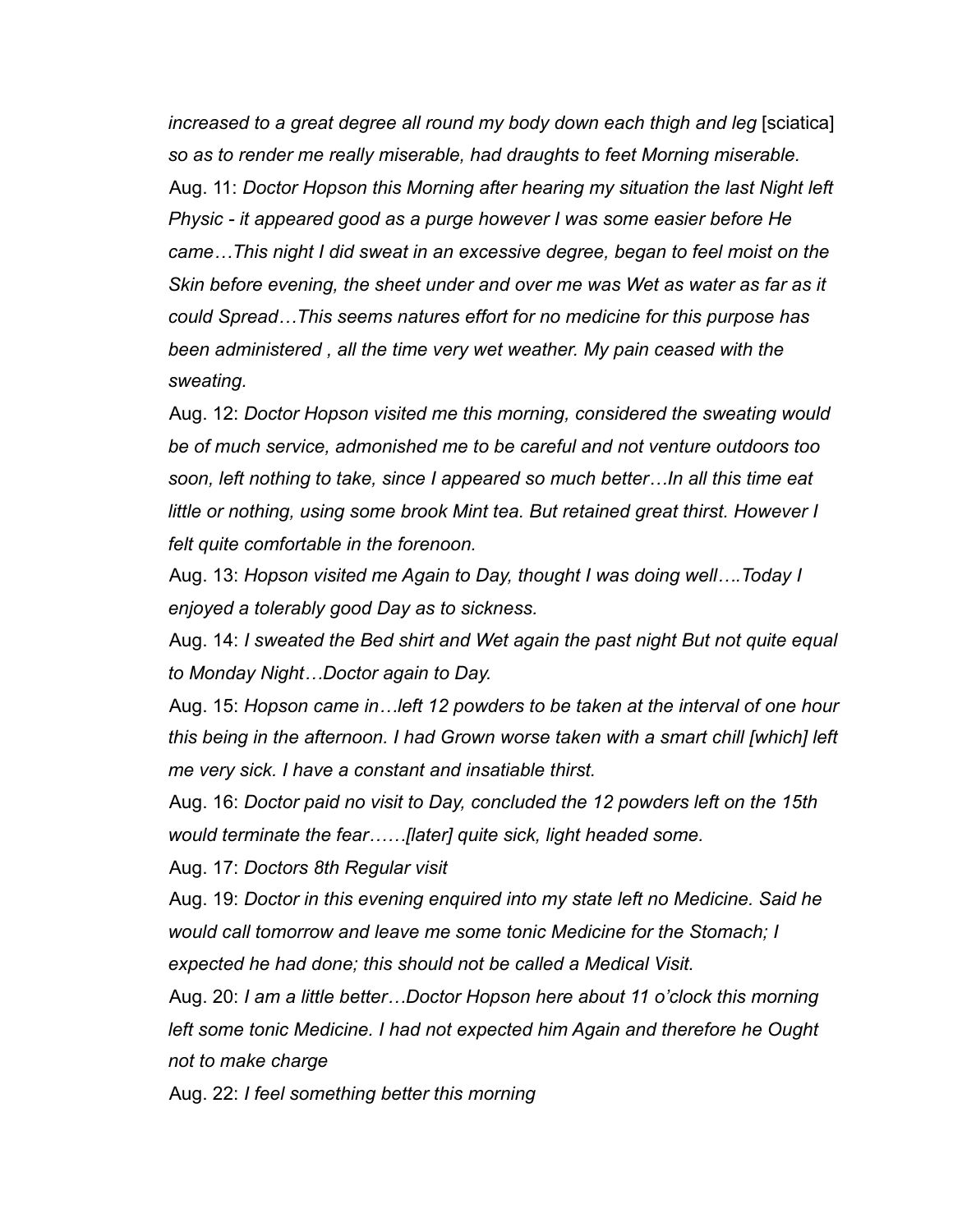*increased to a great degree all round my body down each thigh and leg* [sciatica] *so as to render me really miserable, had draughts to feet Morning miserable.*

Aug. 11: *Doctor Hopson this Morning after hearing my situation the last Night left Physic - it appeared good as a purge however I was some easier before He came…This night I did sweat in an excessive degree, began to feel moist on the Skin before evening, the sheet under and over me was Wet as water as far as it could Spread…This seems natures effort for no medicine for this purpose has been administered , all the time very wet weather. My pain ceased with the sweating.*

Aug. 12: *Doctor Hopson visited me this morning, considered the sweating would be of much service, admonished me to be careful and not venture outdoors too soon, left nothing to take, since I appeared so much better…In all this time eat little or nothing, using some brook Mint tea. But retained great thirst. However I felt quite comfortable in the forenoon.*

Aug. 13: *Hopson visited me Again to Day, thought I was doing well….Today I enjoyed a tolerably good Day as to sickness.*

Aug. 14: *I sweated the Bed shirt and Wet again the past night But not quite equal to Monday Night…Doctor again to Day.*

Aug. 15: *Hopson came in…left 12 powders to be taken at the interval of one hour this being in the afternoon. I had Grown worse taken with a smart chill [which] left me very sick. I have a constant and insatiable thirst.*

Aug. 16: *Doctor paid no visit to Day, concluded the 12 powders left on the 15th would terminate the fear……[later] quite sick, light headed some.*

Aug. 17: *Doctors 8th Regular visit*

Aug. 19: *Doctor in this evening enquired into my state left no Medicine. Said he would call tomorrow and leave me some tonic Medicine for the Stomach; I expected he had done; this should not be called a Medical Visit.*

Aug. 20: *I am a little better…Doctor Hopson here about 11 o'clock this morning left some tonic Medicine. I had not expected him Again and therefore he Ought not to make charge*

Aug. 22: *I feel something better this morning*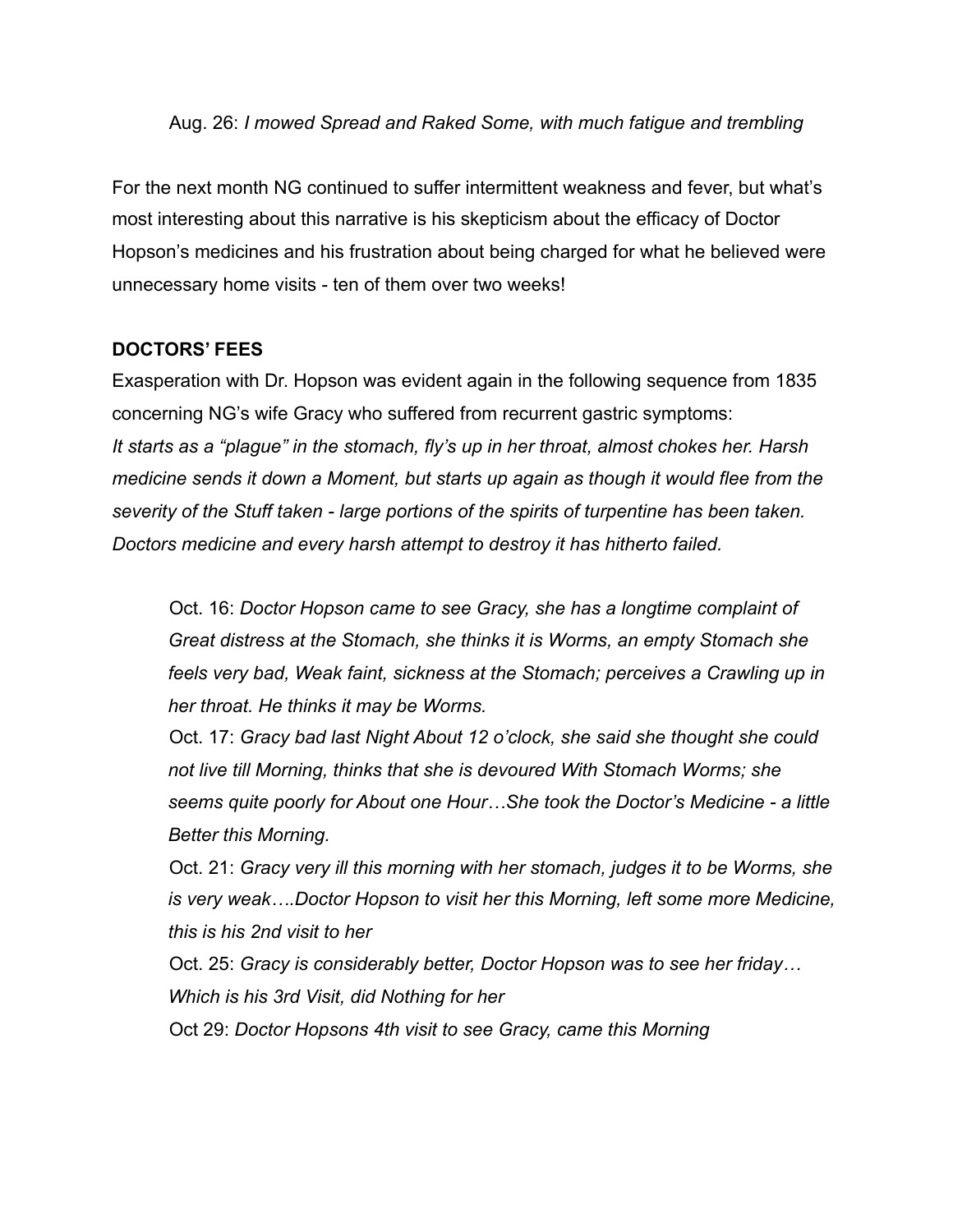Aug. 26: *I mowed Spread and Raked Some, with much fatigue and trembling*

For the next month NG continued to suffer intermittent weakness and fever, but what's most interesting about this narrative is his skepticism about the efficacy of Doctor Hopson's medicines and his frustration about being charged for what he believed were unnecessary home visits - ten of them over two weeks!

**DOCTORS' FEES**

Exasperation with Dr. Hopson was evident again in the following sequence from 1835 concerning NG's wife Gracy who suffered from recurrent gastric symptoms:
*It starts as a "plague" in the stomach, fly's up in her throat, almost chokes her. Harsh medicine sends it down a Moment, but starts up again as though it would flee from the severity of the Stuff taken - large portions of the spirits of turpentine has been taken. Doctors medicine and every harsh attempt to destroy it has hitherto failed.*

Oct. 16: *Doctor Hopson came to see Gracy, she has a longtime complaint of Great distress at the Stomach, she thinks it is Worms, an empty Stomach she feels very bad, Weak faint, sickness at the Stomach; perceives a Crawling up in her throat. He thinks it may be Worms.*
Oct. 17: *Gracy bad last Night About 12 o'clock, she said she thought she could not live till Morning, thinks that she is devoured With Stomach Worms; she seems quite poorly for About one Hour…She took the Doctor's Medicine - a little Better this Morning.*
Oct. 21: *Gracy very ill this morning with her stomach, judges it to be Worms, she is very weak….Doctor Hopson to visit her this Morning, left some more Medicine, this is his 2nd visit to her*
Oct. 25: *Gracy is considerably better, Doctor Hopson was to see her friday… Which is his 3rd Visit, did Nothing for her*
Oct 29: *Doctor Hopsons 4th visit to see Gracy, came this Morning*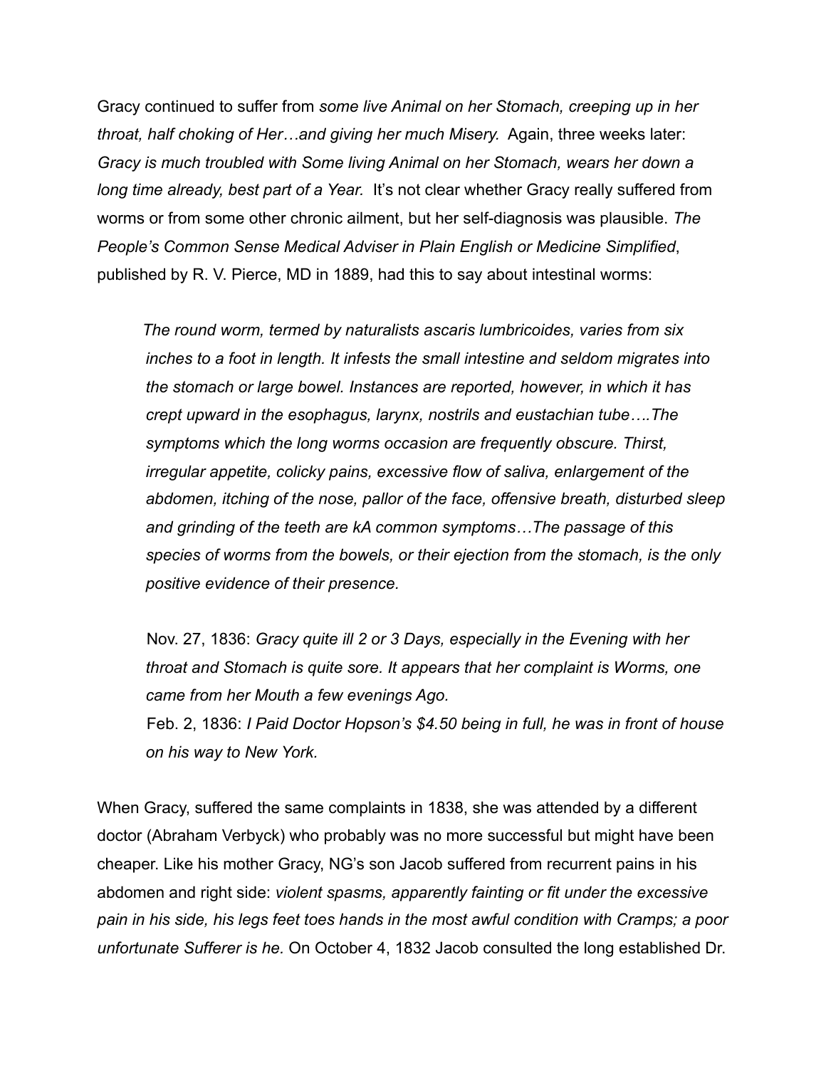Gracy continued to suffer from *some live Animal on her Stomach, creeping up in her throat, half choking of Her…and giving her much Misery.* Again, three weeks later: *Gracy is much troubled with Some living Animal on her Stomach, wears her down a long time already, best part of a Year.* It's not clear whether Gracy really suffered from worms or from some other chronic ailment, but her self-diagnosis was plausible. *The People's Common Sense Medical Adviser in Plain English or Medicine Simplified*, published by R. V. Pierce, MD in 1889, had this to say about intestinal worms:

> *The round worm, termed by naturalists ascaris lumbricoides, varies from six inches to a foot in length. It infests the small intestine and seldom migrates into the stomach or large bowel. Instances are reported, however, in which it has crept upward in the esophagus, larynx, nostrils and eustachian tube….The symptoms which the long worms occasion are frequently obscure. Thirst, irregular appetite, colicky pains, excessive flow of saliva, enlargement of the abdomen, itching of the nose, pallor of the face, offensive breath, disturbed sleep and grinding of the teeth are kA common symptoms…The passage of this species of worms from the bowels, or their ejection from the stomach, is the only positive evidence of their presence.*

> Nov. 27, 1836: *Gracy quite ill 2 or 3 Days, especially in the Evening with her throat and Stomach is quite sore. It appears that her complaint is Worms, one came from her Mouth a few evenings Ago.*
>
> Feb. 2, 1836: *I Paid Doctor Hopson's $4.50 being in full, he was in front of house on his way to New York.*

When Gracy, suffered the same complaints in 1838, she was attended by a different doctor (Abraham Verbyck) who probably was no more successful but might have been cheaper. Like his mother Gracy, NG's son Jacob suffered from recurrent pains in his abdomen and right side: *violent spasms, apparently fainting or fit under the excessive pain in his side, his legs feet toes hands in the most awful condition with Cramps; a poor unfortunate Sufferer is he.* On October 4, 1832 Jacob consulted the long established Dr.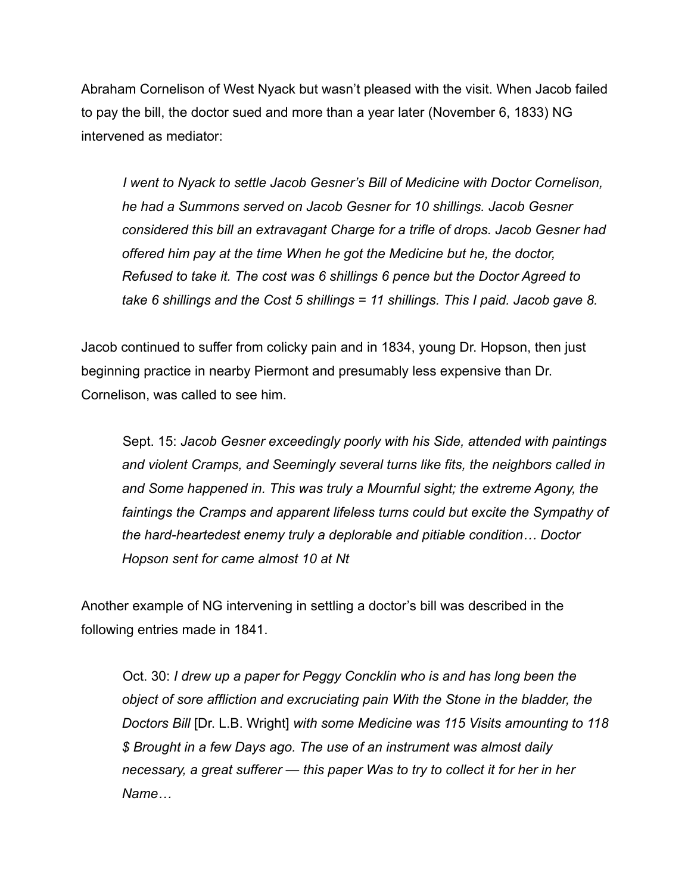Abraham Cornelison of West Nyack but wasn't pleased with the visit. When Jacob failed to pay the bill, the doctor sued and more than a year later (November 6, 1833) NG intervened as mediator:

> *I went to Nyack to settle Jacob Gesner's Bill of Medicine with Doctor Cornelison, he had a Summons served on Jacob Gesner for 10 shillings. Jacob Gesner considered this bill an extravagant Charge for a trifle of drops. Jacob Gesner had offered him pay at the time When he got the Medicine but he, the doctor, Refused to take it. The cost was 6 shillings 6 pence but the Doctor Agreed to take 6 shillings and the Cost 5 shillings = 11 shillings. This I paid. Jacob gave 8.*

Jacob continued to suffer from colicky pain and in 1834, young Dr. Hopson, then just beginning practice in nearby Piermont and presumably less expensive than Dr. Cornelison, was called to see him.

> Sept. 15: *Jacob Gesner exceedingly poorly with his Side, attended with paintings and violent Cramps, and Seemingly several turns like fits, the neighbors called in and Some happened in. This was truly a Mournful sight; the extreme Agony, the faintings the Cramps and apparent lifeless turns could but excite the Sympathy of the hard-heartedest enemy truly a deplorable and pitiable condition… Doctor Hopson sent for came almost 10 at Nt*

Another example of NG intervening in settling a doctor's bill was described in the following entries made in 1841.

> Oct. 30: *I drew up a paper for Peggy Concklin who is and has long been the object of sore affliction and excruciating pain With the Stone in the bladder, the Doctors Bill* [Dr. L.B. Wright] *with some Medicine was 115 Visits amounting to 118 $ Brought in a few Days ago. The use of an instrument was almost daily necessary, a great sufferer — this paper Was to try to collect it for her in her Name…*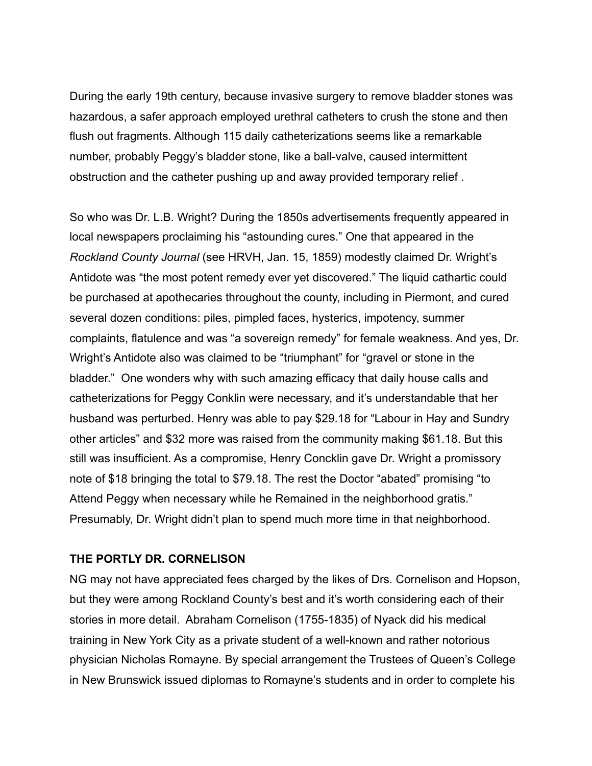During the early 19th century, because invasive surgery to remove bladder stones was hazardous, a safer approach employed urethral catheters to crush the stone and then flush out fragments. Although 115 daily catheterizations seems like a remarkable number, probably Peggy's bladder stone, like a ball-valve, caused intermittent obstruction and the catheter pushing up and away provided temporary relief .

So who was Dr. L.B. Wright? During the 1850s advertisements frequently appeared in local newspapers proclaiming his "astounding cures." One that appeared in the *Rockland County Journal* (see HRVH, Jan. 15, 1859) modestly claimed Dr. Wright's Antidote was "the most potent remedy ever yet discovered." The liquid cathartic could be purchased at apothecaries throughout the county, including in Piermont, and cured several dozen conditions: piles, pimpled faces, hysterics, impotency, summer complaints, flatulence and was "a sovereign remedy" for female weakness. And yes, Dr. Wright's Antidote also was claimed to be "triumphant" for "gravel or stone in the bladder." One wonders why with such amazing efficacy that daily house calls and catheterizations for Peggy Conklin were necessary, and it's understandable that her husband was perturbed. Henry was able to pay $29.18 for "Labour in Hay and Sundry other articles" and $32 more was raised from the community making $61.18. But this still was insufficient. As a compromise, Henry Concklin gave Dr. Wright a promissory note of $18 bringing the total to $79.18. The rest the Doctor "abated" promising "to Attend Peggy when necessary while he Remained in the neighborhood gratis." Presumably, Dr. Wright didn't plan to spend much more time in that neighborhood.

**THE PORTLY DR. CORNELISON**

NG may not have appreciated fees charged by the likes of Drs. Cornelison and Hopson, but they were among Rockland County's best and it's worth considering each of their stories in more detail. Abraham Cornelison (1755-1835) of Nyack did his medical training in New York City as a private student of a well-known and rather notorious physician Nicholas Romayne. By special arrangement the Trustees of Queen's College in New Brunswick issued diplomas to Romayne's students and in order to complete his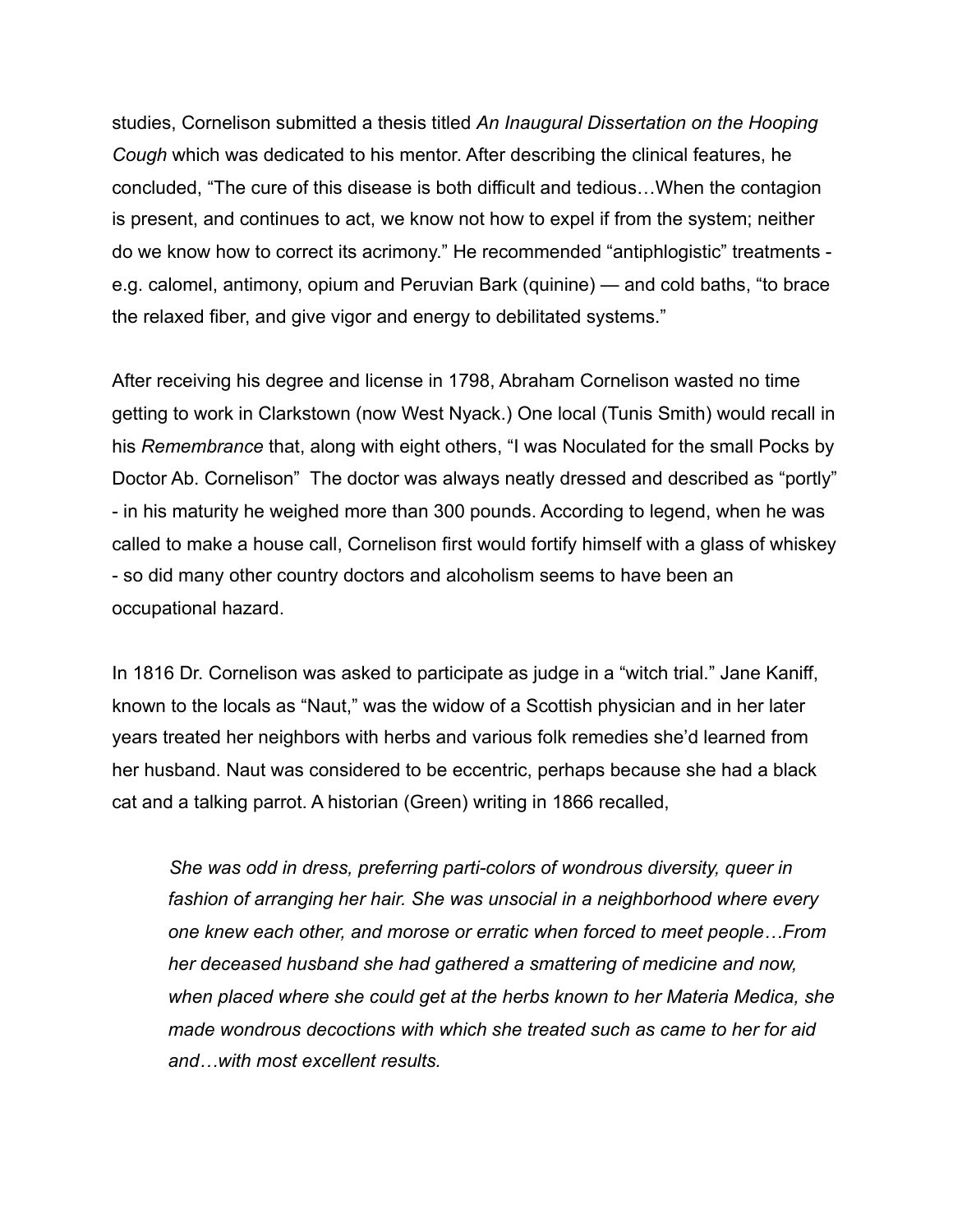studies, Cornelison submitted a thesis titled *An Inaugural Dissertation on the Hooping Cough* which was dedicated to his mentor. After describing the clinical features, he concluded, "The cure of this disease is both difficult and tedious…When the contagion is present, and continues to act, we know not how to expel if from the system; neither do we know how to correct its acrimony." He recommended "antiphlogistic" treatments - e.g. calomel, antimony, opium and Peruvian Bark (quinine) — and cold baths, "to brace the relaxed fiber, and give vigor and energy to debilitated systems."

After receiving his degree and license in 1798, Abraham Cornelison wasted no time getting to work in Clarkstown (now West Nyack.) One local (Tunis Smith) would recall in his *Remembrance* that, along with eight others, "I was Noculated for the small Pocks by Doctor Ab. Cornelison" The doctor was always neatly dressed and described as "portly" - in his maturity he weighed more than 300 pounds. According to legend, when he was called to make a house call, Cornelison first would fortify himself with a glass of whiskey - so did many other country doctors and alcoholism seems to have been an occupational hazard.

In 1816 Dr. Cornelison was asked to participate as judge in a "witch trial." Jane Kaniff, known to the locals as "Naut," was the widow of a Scottish physician and in her later years treated her neighbors with herbs and various folk remedies she'd learned from her husband. Naut was considered to be eccentric, perhaps because she had a black cat and a talking parrot. A historian (Green) writing in 1866 recalled,

> *She was odd in dress, preferring parti-colors of wondrous diversity, queer in fashion of arranging her hair. She was unsocial in a neighborhood where every one knew each other, and morose or erratic when forced to meet people…From her deceased husband she had gathered a smattering of medicine and now, when placed where she could get at the herbs known to her Materia Medica, she made wondrous decoctions with which she treated such as came to her for aid and…with most excellent results.*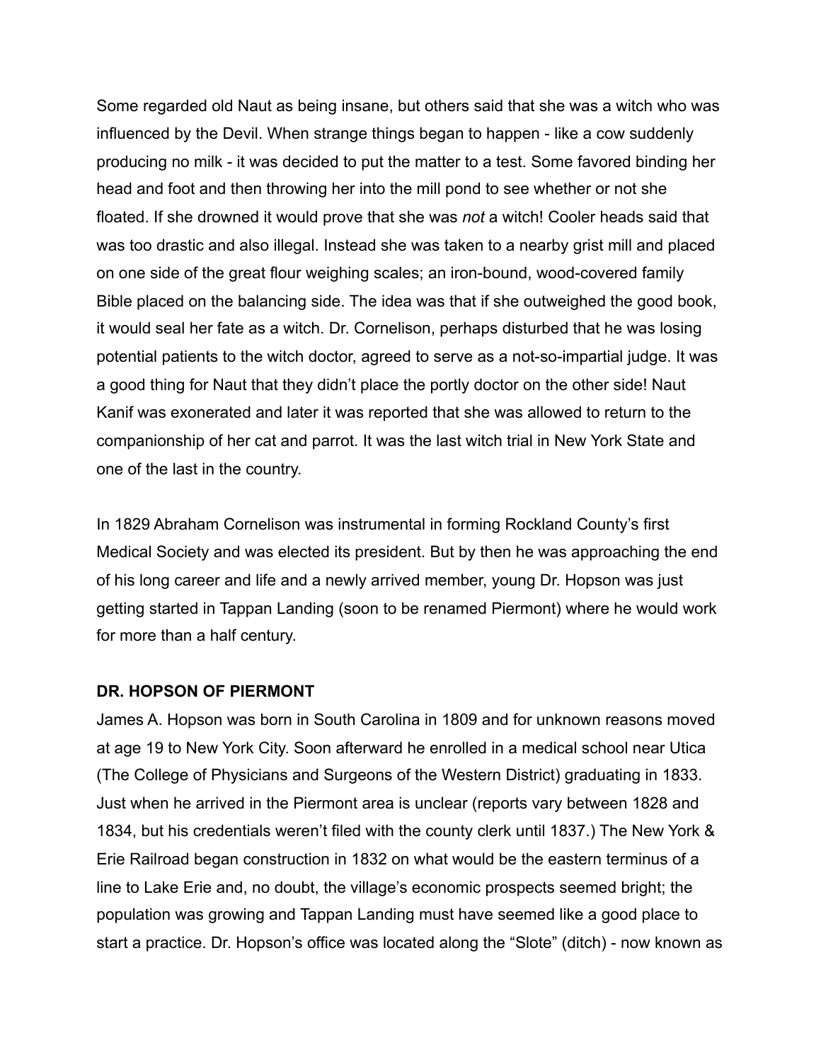Some regarded old Naut as being insane, but others said that she was a witch who was influenced by the Devil. When strange things began to happen - like a cow suddenly producing no milk - it was decided to put the matter to a test. Some favored binding her head and foot and then throwing her into the mill pond to see whether or not she floated. If she drowned it would prove that she was *not* a witch! Cooler heads said that was too drastic and also illegal. Instead she was taken to a nearby grist mill and placed on one side of the great flour weighing scales; an iron-bound, wood-covered family Bible placed on the balancing side. The idea was that if she outweighed the good book, it would seal her fate as a witch. Dr. Cornelison, perhaps disturbed that he was losing potential patients to the witch doctor, agreed to serve as a not-so-impartial judge. It was a good thing for Naut that they didn't place the portly doctor on the other side! Naut Kanif was exonerated and later it was reported that she was allowed to return to the companionship of her cat and parrot. It was the last witch trial in New York State and one of the last in the country.

In 1829 Abraham Cornelison was instrumental in forming Rockland County's first Medical Society and was elected its president. But by then he was approaching the end of his long career and life and a newly arrived member, young Dr. Hopson was just getting started in Tappan Landing (soon to be renamed Piermont) where he would work for more than a half century.

**DR. HOPSON OF PIERMONT**

James A. Hopson was born in South Carolina in 1809 and for unknown reasons moved at age 19 to New York City. Soon afterward he enrolled in a medical school near Utica (The College of Physicians and Surgeons of the Western District) graduating in 1833. Just when he arrived in the Piermont area is unclear (reports vary between 1828 and 1834, but his credentials weren't filed with the county clerk until 1837.) The New York & Erie Railroad began construction in 1832 on what would be the eastern terminus of a line to Lake Erie and, no doubt, the village's economic prospects seemed bright; the population was growing and Tappan Landing must have seemed like a good place to start a practice. Dr. Hopson's office was located along the "Slote" (ditch) - now known as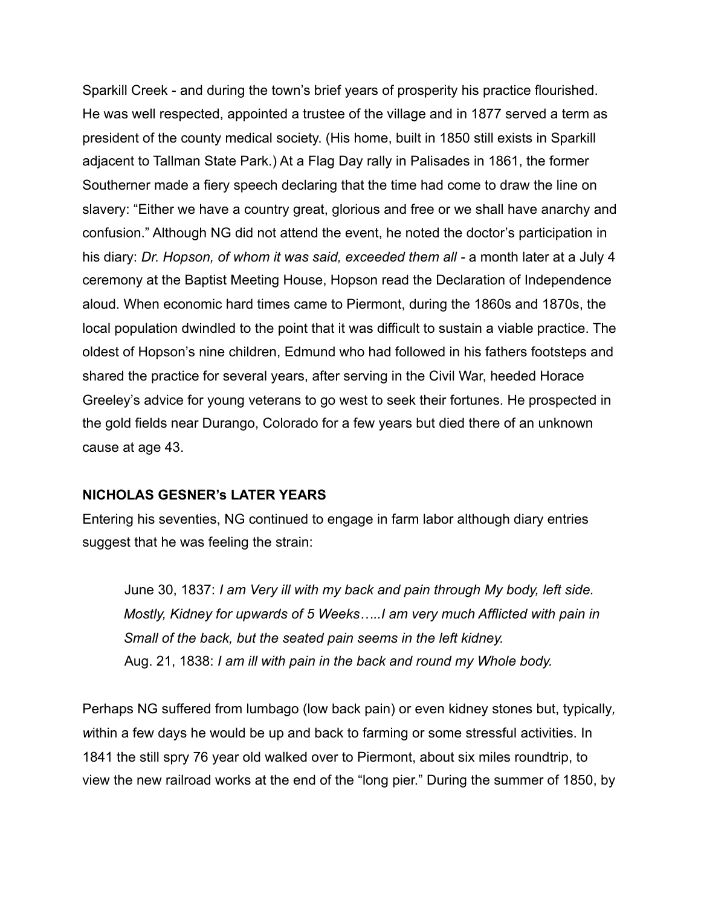Sparkill Creek - and during the town's brief years of prosperity his practice flourished. He was well respected, appointed a trustee of the village and in 1877 served a term as president of the county medical society. (His home, built in 1850 still exists in Sparkill adjacent to Tallman State Park.) At a Flag Day rally in Palisades in 1861, the former Southerner made a fiery speech declaring that the time had come to draw the line on slavery: "Either we have a country great, glorious and free or we shall have anarchy and confusion." Although NG did not attend the event, he noted the doctor's participation in his diary: *Dr. Hopson, of whom it was said, exceeded them all* - a month later at a July 4 ceremony at the Baptist Meeting House, Hopson read the Declaration of Independence aloud. When economic hard times came to Piermont, during the 1860s and 1870s, the local population dwindled to the point that it was difficult to sustain a viable practice. The oldest of Hopson's nine children, Edmund who had followed in his fathers footsteps and shared the practice for several years, after serving in the Civil War, heeded Horace Greeley's advice for young veterans to go west to seek their fortunes. He prospected in the gold fields near Durango, Colorado for a few years but died there of an unknown cause at age 43.

**NICHOLAS GESNER's LATER YEARS**

Entering his seventies, NG continued to engage in farm labor although diary entries suggest that he was feeling the strain:

> June 30, 1837: *I am Very ill with my back and pain through My body, left side. Mostly, Kidney for upwards of 5 Weeks…..I am very much Afflicted with pain in Small of the back, but the seated pain seems in the left kidney.*
> Aug. 21, 1838: *I am ill with pain in the back and round my Whole body.*

Perhaps NG suffered from lumbago (low back pain) or even kidney stones but, typically*, w*ithin a few days he would be up and back to farming or some stressful activities. In 1841 the still spry 76 year old walked over to Piermont, about six miles roundtrip, to view the new railroad works at the end of the "long pier." During the summer of 1850, by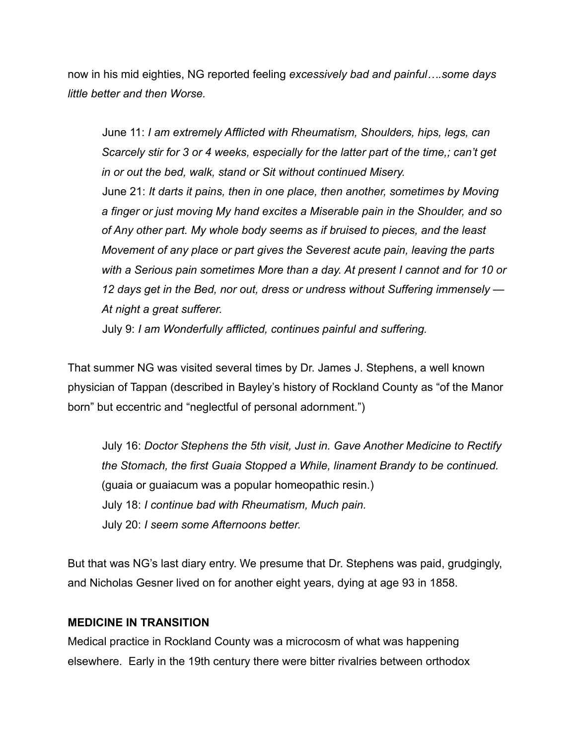now in his mid eighties, NG reported feeling *excessively bad and painful….some days little better and then Worse.*

> June 11: *I am extremely Afflicted with Rheumatism, Shoulders, hips, legs, can Scarcely stir for 3 or 4 weeks, especially for the latter part of the time,; can't get in or out the bed, walk, stand or Sit without continued Misery.*
>
> June 21: *It darts it pains, then in one place, then another, sometimes by Moving a finger or just moving My hand excites a Miserable pain in the Shoulder, and so of Any other part. My whole body seems as if bruised to pieces, and the least Movement of any place or part gives the Severest acute pain, leaving the parts with a Serious pain sometimes More than a day. At present I cannot and for 10 or 12 days get in the Bed, nor out, dress or undress without Suffering immensely — At night a great sufferer.*
>
> July 9: *I am Wonderfully afflicted, continues painful and suffering.*

That summer NG was visited several times by Dr. James J. Stephens, a well known physician of Tappan (described in Bayley's history of Rockland County as "of the Manor born" but eccentric and "neglectful of personal adornment.")

> July 16: *Doctor Stephens the 5th visit, Just in. Gave Another Medicine to Rectify the Stomach, the first Guaia Stopped a While, linament Brandy to be continued.* (guaia or guaiacum was a popular homeopathic resin.)
>
> July 18: *I continue bad with Rheumatism, Much pain.*
>
> July 20: *I seem some Afternoons better.*

But that was NG's last diary entry. We presume that Dr. Stephens was paid, grudgingly, and Nicholas Gesner lived on for another eight years, dying at age 93 in 1858.

**MEDICINE IN TRANSITION**

Medical practice in Rockland County was a microcosm of what was happening elsewhere. Early in the 19th century there were bitter rivalries between orthodox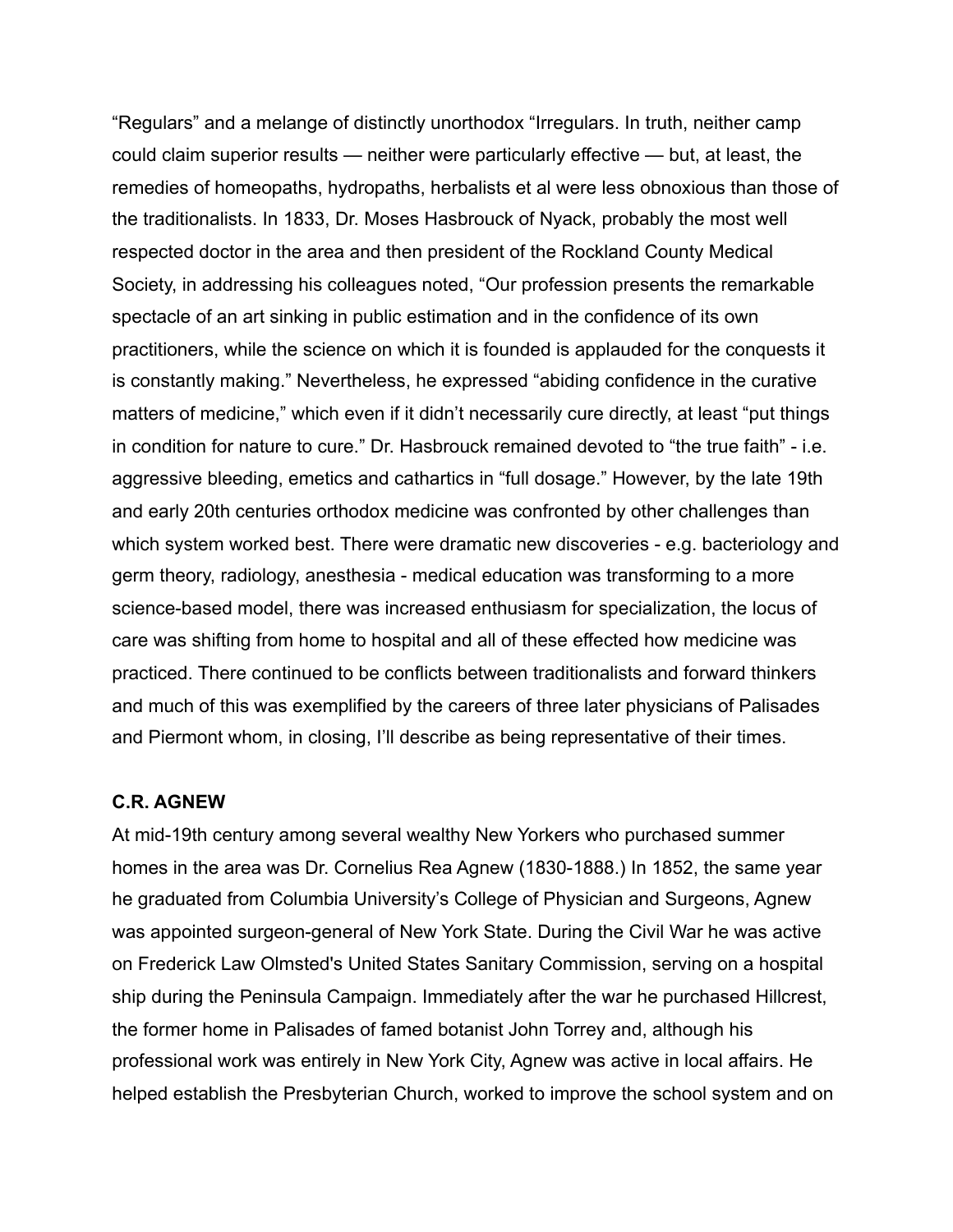"Regulars" and a melange of distinctly unorthodox "Irregulars. In truth, neither camp could claim superior results — neither were particularly effective — but, at least, the remedies of homeopaths, hydropaths, herbalists et al were less obnoxious than those of the traditionalists. In 1833, Dr. Moses Hasbrouck of Nyack, probably the most well respected doctor in the area and then president of the Rockland County Medical Society, in addressing his colleagues noted, "Our profession presents the remarkable spectacle of an art sinking in public estimation and in the confidence of its own practitioners, while the science on which it is founded is applauded for the conquests it is constantly making." Nevertheless, he expressed "abiding confidence in the curative matters of medicine," which even if it didn't necessarily cure directly, at least "put things in condition for nature to cure." Dr. Hasbrouck remained devoted to "the true faith" - i.e. aggressive bleeding, emetics and cathartics in "full dosage." However, by the late 19th and early 20th centuries orthodox medicine was confronted by other challenges than which system worked best. There were dramatic new discoveries - e.g. bacteriology and germ theory, radiology, anesthesia - medical education was transforming to a more science-based model, there was increased enthusiasm for specialization, the locus of care was shifting from home to hospital and all of these effected how medicine was practiced. There continued to be conflicts between traditionalists and forward thinkers and much of this was exemplified by the careers of three later physicians of Palisades and Piermont whom, in closing, I'll describe as being representative of their times.

**C.R. AGNEW**

At mid-19th century among several wealthy New Yorkers who purchased summer homes in the area was Dr. Cornelius Rea Agnew (1830-1888.) In 1852, the same year he graduated from Columbia University's College of Physician and Surgeons, Agnew was appointed surgeon-general of New York State. During the Civil War he was active on Frederick Law Olmsted's United States Sanitary Commission, serving on a hospital ship during the Peninsula Campaign. Immediately after the war he purchased Hillcrest, the former home in Palisades of famed botanist John Torrey and, although his professional work was entirely in New York City, Agnew was active in local affairs. He helped establish the Presbyterian Church, worked to improve the school system and on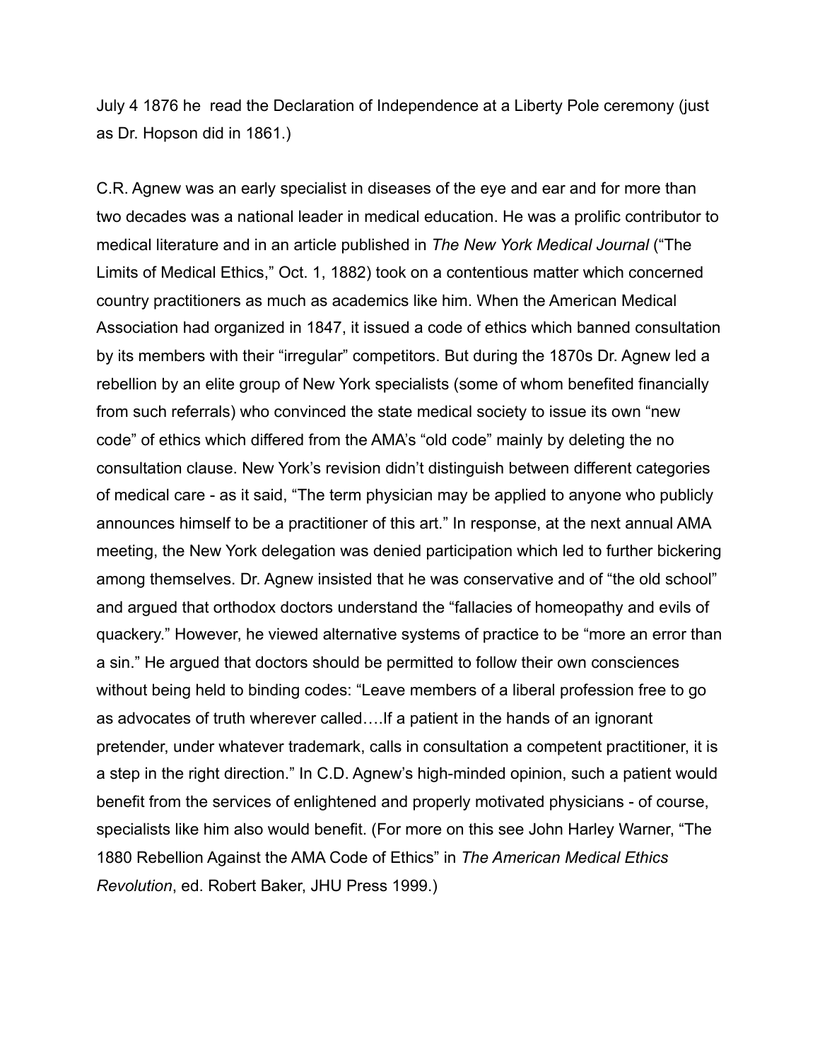July 4 1876 he read the Declaration of Independence at a Liberty Pole ceremony (just as Dr. Hopson did in 1861.)

C.R. Agnew was an early specialist in diseases of the eye and ear and for more than two decades was a national leader in medical education. He was a prolific contributor to medical literature and in an article published in *The New York Medical Journal* ("The Limits of Medical Ethics," Oct. 1, 1882) took on a contentious matter which concerned country practitioners as much as academics like him. When the American Medical Association had organized in 1847, it issued a code of ethics which banned consultation by its members with their "irregular" competitors. But during the 1870s Dr. Agnew led a rebellion by an elite group of New York specialists (some of whom benefited financially from such referrals) who convinced the state medical society to issue its own "new code" of ethics which differed from the AMA's "old code" mainly by deleting the no consultation clause. New York's revision didn't distinguish between different categories of medical care - as it said, "The term physician may be applied to anyone who publicly announces himself to be a practitioner of this art." In response, at the next annual AMA meeting, the New York delegation was denied participation which led to further bickering among themselves. Dr. Agnew insisted that he was conservative and of "the old school" and argued that orthodox doctors understand the "fallacies of homeopathy and evils of quackery." However, he viewed alternative systems of practice to be "more an error than a sin." He argued that doctors should be permitted to follow their own consciences without being held to binding codes: "Leave members of a liberal profession free to go as advocates of truth wherever called….If a patient in the hands of an ignorant pretender, under whatever trademark, calls in consultation a competent practitioner, it is a step in the right direction." In C.D. Agnew's high-minded opinion, such a patient would benefit from the services of enlightened and properly motivated physicians - of course, specialists like him also would benefit. (For more on this see John Harley Warner, "The 1880 Rebellion Against the AMA Code of Ethics" in *The American Medical Ethics Revolution*, ed. Robert Baker, JHU Press 1999.)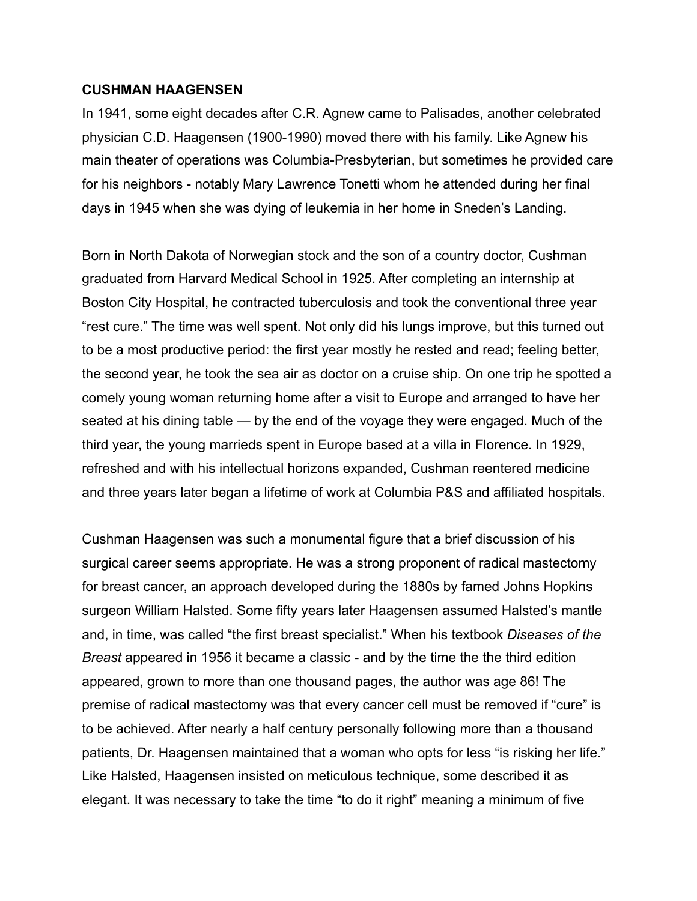**CUSHMAN HAAGENSEN**

In 1941, some eight decades after C.R. Agnew came to Palisades, another celebrated physician C.D. Haagensen (1900-1990) moved there with his family. Like Agnew his main theater of operations was Columbia-Presbyterian, but sometimes he provided care for his neighbors - notably Mary Lawrence Tonetti whom he attended during her final days in 1945 when she was dying of leukemia in her home in Sneden's Landing.

Born in North Dakota of Norwegian stock and the son of a country doctor, Cushman graduated from Harvard Medical School in 1925. After completing an internship at Boston City Hospital, he contracted tuberculosis and took the conventional three year "rest cure." The time was well spent. Not only did his lungs improve, but this turned out to be a most productive period: the first year mostly he rested and read; feeling better, the second year, he took the sea air as doctor on a cruise ship. On one trip he spotted a comely young woman returning home after a visit to Europe and arranged to have her seated at his dining table — by the end of the voyage they were engaged. Much of the third year, the young marrieds spent in Europe based at a villa in Florence. In 1929, refreshed and with his intellectual horizons expanded, Cushman reentered medicine and three years later began a lifetime of work at Columbia P&S and affiliated hospitals.

Cushman Haagensen was such a monumental figure that a brief discussion of his surgical career seems appropriate. He was a strong proponent of radical mastectomy for breast cancer, an approach developed during the 1880s by famed Johns Hopkins surgeon William Halsted. Some fifty years later Haagensen assumed Halsted's mantle and, in time, was called "the first breast specialist." When his textbook *Diseases of the Breast* appeared in 1956 it became a classic - and by the time the the third edition appeared, grown to more than one thousand pages, the author was age 86! The premise of radical mastectomy was that every cancer cell must be removed if "cure" is to be achieved. After nearly a half century personally following more than a thousand patients, Dr. Haagensen maintained that a woman who opts for less "is risking her life." Like Halsted, Haagensen insisted on meticulous technique, some described it as elegant. It was necessary to take the time "to do it right" meaning a minimum of five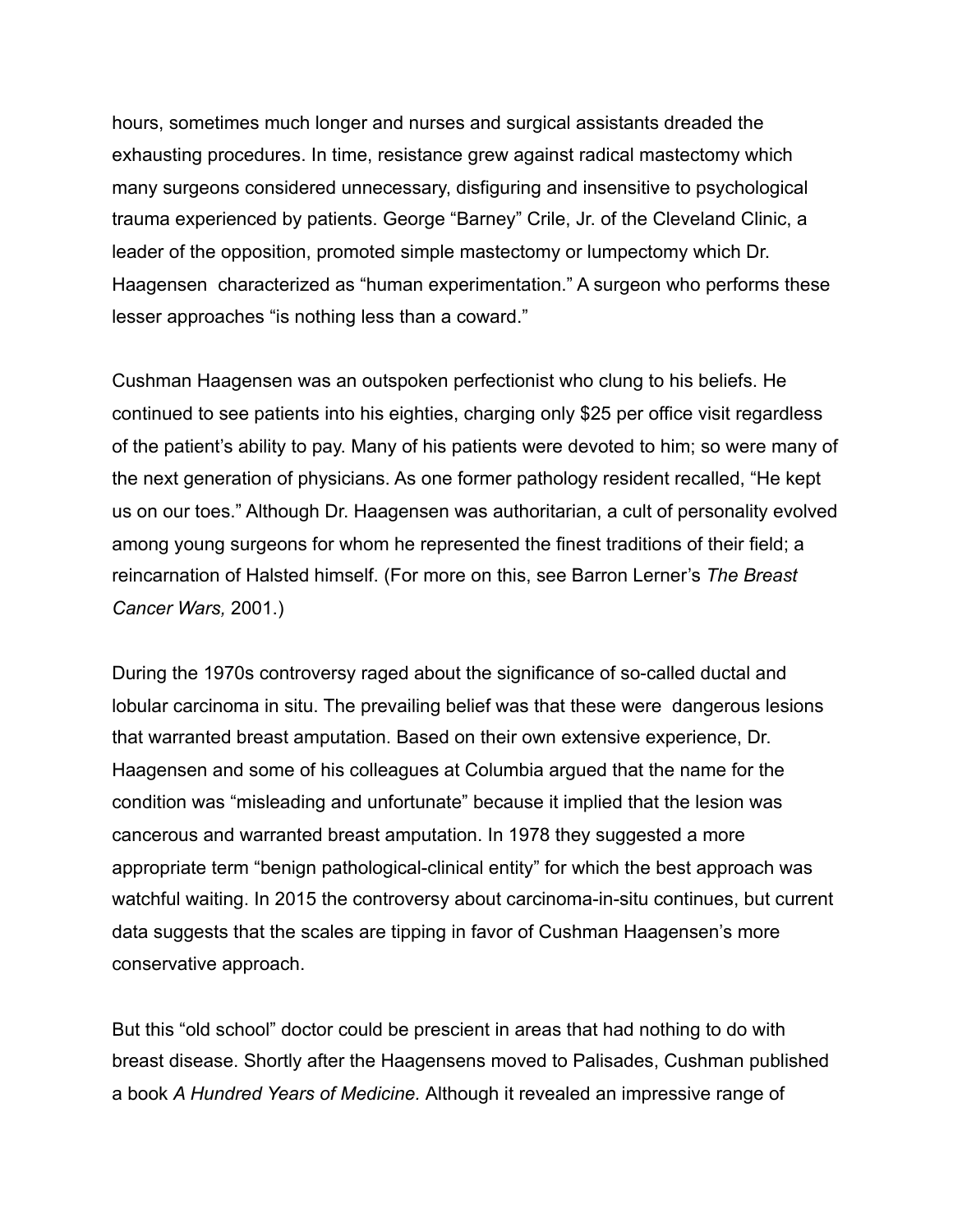hours, sometimes much longer and nurses and surgical assistants dreaded the exhausting procedures. In time, resistance grew against radical mastectomy which many surgeons considered unnecessary, disfiguring and insensitive to psychological trauma experienced by patients. George "Barney" Crile, Jr. of the Cleveland Clinic, a leader of the opposition, promoted simple mastectomy or lumpectomy which Dr. Haagensen characterized as "human experimentation." A surgeon who performs these lesser approaches "is nothing less than a coward."

Cushman Haagensen was an outspoken perfectionist who clung to his beliefs. He continued to see patients into his eighties, charging only $25 per office visit regardless of the patient's ability to pay. Many of his patients were devoted to him; so were many of the next generation of physicians. As one former pathology resident recalled, "He kept us on our toes." Although Dr. Haagensen was authoritarian, a cult of personality evolved among young surgeons for whom he represented the finest traditions of their field; a reincarnation of Halsted himself. (For more on this, see Barron Lerner's *The Breast Cancer Wars,* 2001.)

During the 1970s controversy raged about the significance of so-called ductal and lobular carcinoma in situ. The prevailing belief was that these were dangerous lesions that warranted breast amputation. Based on their own extensive experience, Dr. Haagensen and some of his colleagues at Columbia argued that the name for the condition was "misleading and unfortunate" because it implied that the lesion was cancerous and warranted breast amputation. In 1978 they suggested a more appropriate term "benign pathological-clinical entity" for which the best approach was watchful waiting. In 2015 the controversy about carcinoma-in-situ continues, but current data suggests that the scales are tipping in favor of Cushman Haagensen's more conservative approach.

But this "old school" doctor could be prescient in areas that had nothing to do with breast disease. Shortly after the Haagensens moved to Palisades, Cushman published a book *A Hundred Years of Medicine.* Although it revealed an impressive range of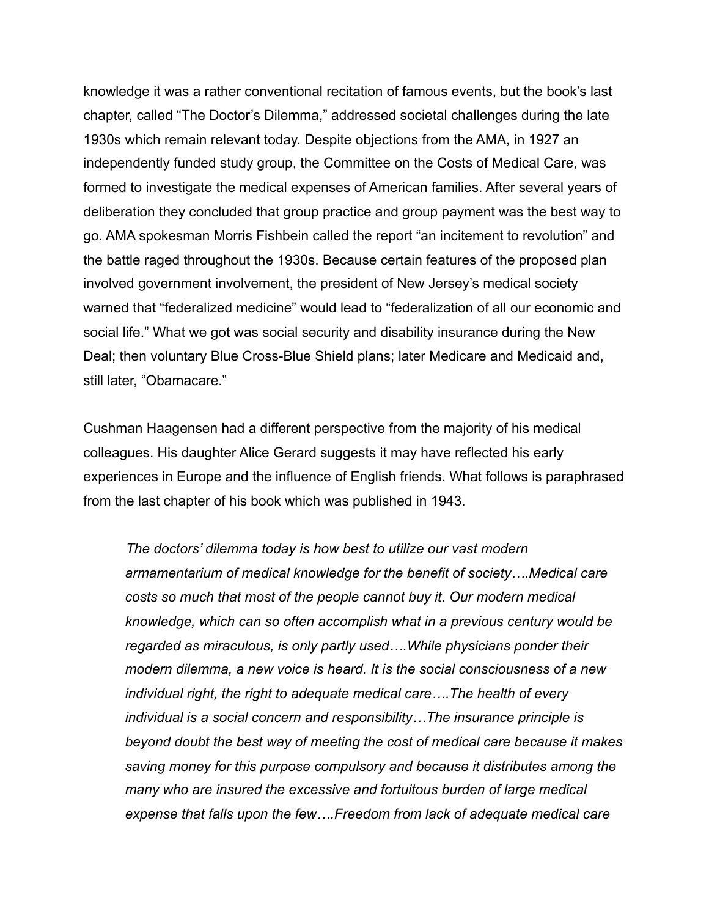knowledge it was a rather conventional recitation of famous events, but the book's last chapter, called "The Doctor's Dilemma," addressed societal challenges during the late 1930s which remain relevant today. Despite objections from the AMA, in 1927 an independently funded study group, the Committee on the Costs of Medical Care, was formed to investigate the medical expenses of American families. After several years of deliberation they concluded that group practice and group payment was the best way to go. AMA spokesman Morris Fishbein called the report "an incitement to revolution" and the battle raged throughout the 1930s. Because certain features of the proposed plan involved government involvement, the president of New Jersey's medical society warned that "federalized medicine" would lead to "federalization of all our economic and social life." What we got was social security and disability insurance during the New Deal; then voluntary Blue Cross-Blue Shield plans; later Medicare and Medicaid and, still later, "Obamacare."

Cushman Haagensen had a different perspective from the majority of his medical colleagues. His daughter Alice Gerard suggests it may have reflected his early experiences in Europe and the influence of English friends. What follows is paraphrased from the last chapter of his book which was published in 1943.

> *The doctors' dilemma today is how best to utilize our vast modern armamentarium of medical knowledge for the benefit of society….Medical care costs so much that most of the people cannot buy it. Our modern medical knowledge, which can so often accomplish what in a previous century would be regarded as miraculous, is only partly used….While physicians ponder their modern dilemma, a new voice is heard. It is the social consciousness of a new individual right, the right to adequate medical care….The health of every individual is a social concern and responsibility…The insurance principle is beyond doubt the best way of meeting the cost of medical care because it makes saving money for this purpose compulsory and because it distributes among the many who are insured the excessive and fortuitous burden of large medical expense that falls upon the few….Freedom from lack of adequate medical care*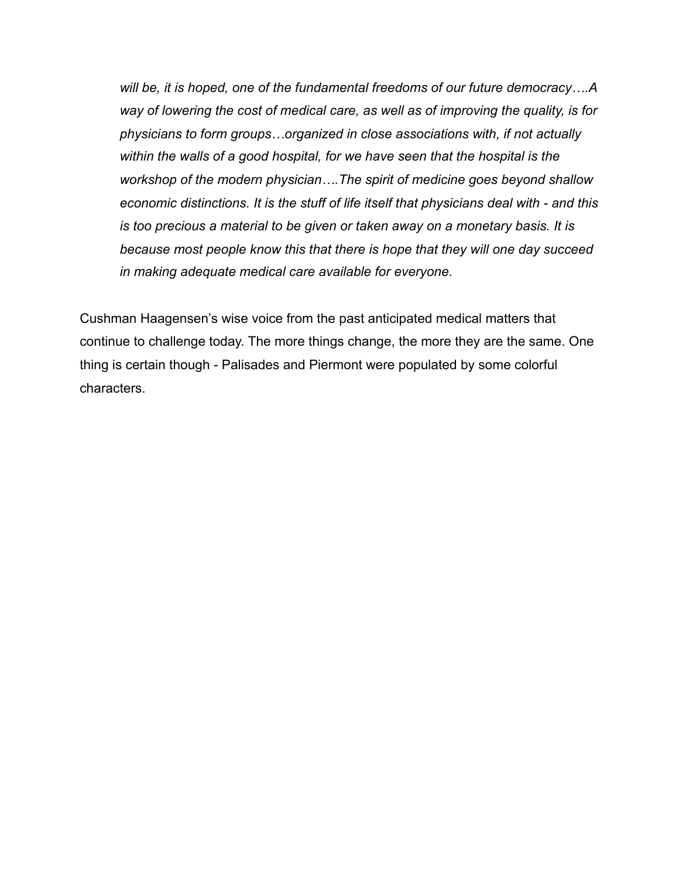> *will be, it is hoped, one of the fundamental freedoms of our future democracy….A way of lowering the cost of medical care, as well as of improving the quality, is for physicians to form groups…organized in close associations with, if not actually within the walls of a good hospital, for we have seen that the hospital is the workshop of the modern physician….The spirit of medicine goes beyond shallow economic distinctions. It is the stuff of life itself that physicians deal with - and this is too precious a material to be given or taken away on a monetary basis. It is because most people know this that there is hope that they will one day succeed in making adequate medical care available for everyone.*

Cushman Haagensen's wise voice from the past anticipated medical matters that continue to challenge today. The more things change, the more they are the same. One thing is certain though - Palisades and Piermont were populated by some colorful characters.